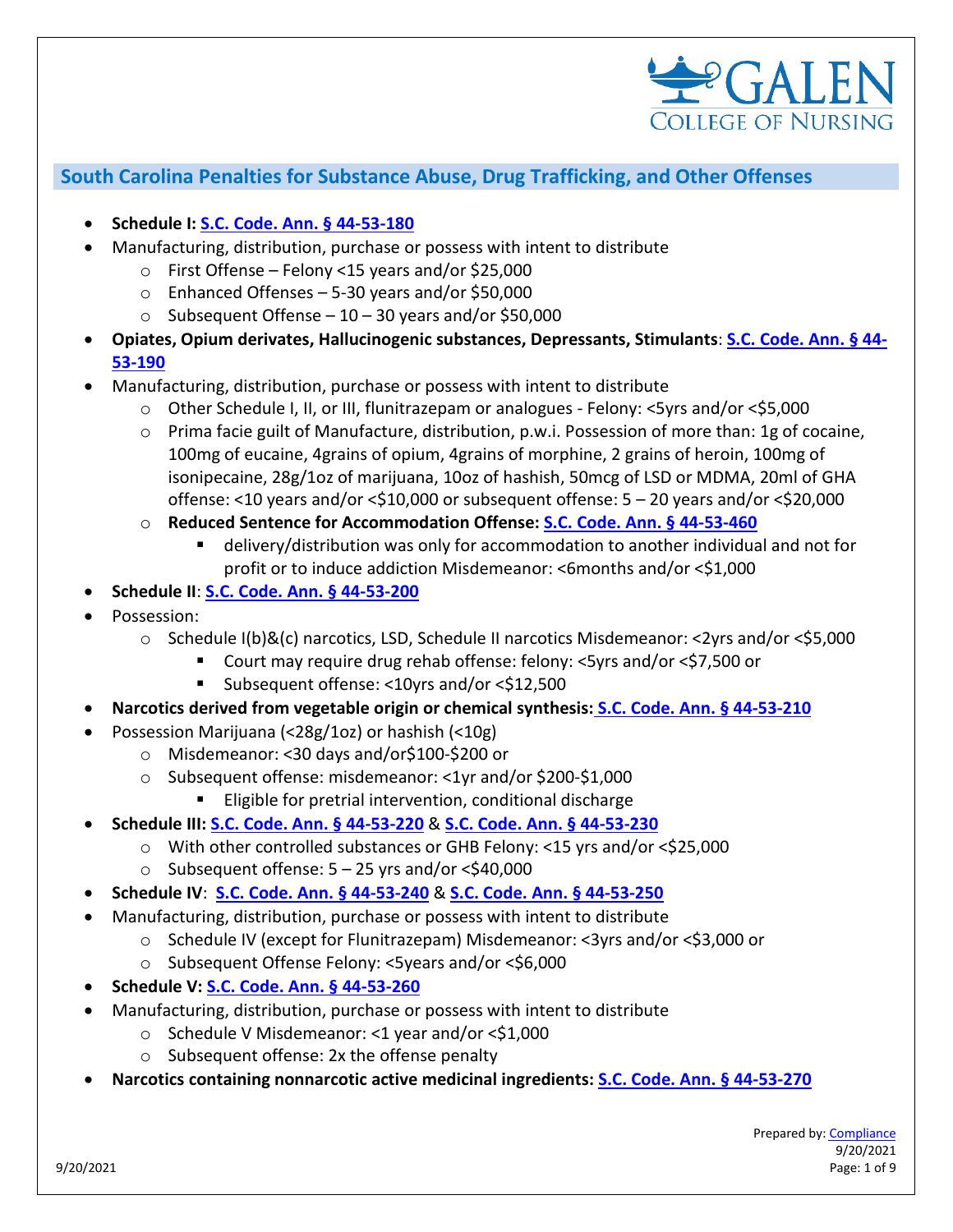## South Carolina Penalties for Substance Abuse, Drug Trafficking, and Other Offenses

- **Schedule I: [S.C. Code. Ann. § 44-53-180](#)**
- Manufacturing, distribution, purchase or possess with intent to distribute
  - First Offense – Felony <15 years and/or $25,000
  - Enhanced Offenses – 5-30 years and/or $50,000
  - Subsequent Offense – 10 – 30 years and/or $50,000
- **Opiates, Opium derivates, Hallucinogenic substances, Depressants, Stimulants**: **[S.C. Code. Ann. § 44-53-190](#)**
- Manufacturing, distribution, purchase or possess with intent to distribute
  - Other Schedule I, II, or III, flunitrazepam or analogues - Felony: <5yrs and/or <$5,000
  - Prima facie guilt of Manufacture, distribution, p.w.i. Possession of more than: 1g of cocaine, 100mg of eucaine, 4grains of opium, 4grains of morphine, 2 grains of heroin, 100mg of isonipecaine, 28g/1oz of marijuana, 10oz of hashish, 50mcg of LSD or MDMA, 20ml of GHA offense: <10 years and/or <$10,000 or subsequent offense: 5 – 20 years and/or <$20,000
  - **Reduced Sentence for Accommodation Offense: [S.C. Code. Ann. § 44-53-460](#)**
    - delivery/distribution was only for accommodation to another individual and not for profit or to induce addiction Misdemeanor: <6months and/or <$1,000
- **Schedule II**: **[S.C. Code. Ann. § 44-53-200](#)**
- Possession:
  - Schedule I(b)&(c) narcotics, LSD, Schedule II narcotics Misdemeanor: <2yrs and/or <$5,000
    - Court may require drug rehab offense: felony: <5yrs and/or <$7,500 or
    - Subsequent offense: <10yrs and/or <$12,500
- **Narcotics derived from vegetable origin or chemical synthesis: [S.C. Code. Ann. § 44-53-210](#)**
- Possession Marijuana (<28g/1oz) or hashish (<10g)
  - Misdemeanor: <30 days and/or$100-$200 or
  - Subsequent offense: misdemeanor: <1yr and/or $200-$1,000
    - Eligible for pretrial intervention, conditional discharge
- **Schedule III: [S.C. Code. Ann. § 44-53-220](#)** & **[S.C. Code. Ann. § 44-53-230](#)**
  - With other controlled substances or GHB Felony: <15 yrs and/or <$25,000
  - Subsequent offense: 5 – 25 yrs and/or <$40,000
- **Schedule IV**: **[S.C. Code. Ann. § 44-53-240](#)** & **[S.C. Code. Ann. § 44-53-250](#)**
- Manufacturing, distribution, purchase or possess with intent to distribute
  - Schedule IV (except for Flunitrazepam) Misdemeanor: <3yrs and/or <$3,000 or
  - Subsequent Offense Felony: <5years and/or <$6,000
- **Schedule V: [S.C. Code. Ann. § 44-53-260](#)**
- Manufacturing, distribution, purchase or possess with intent to distribute
  - Schedule V Misdemeanor: <1 year and/or <$1,000
  - Subsequent offense: 2x the offense penalty
- **Narcotics containing nonnarcotic active medicinal ingredients: [S.C. Code. Ann. § 44-53-270](#)**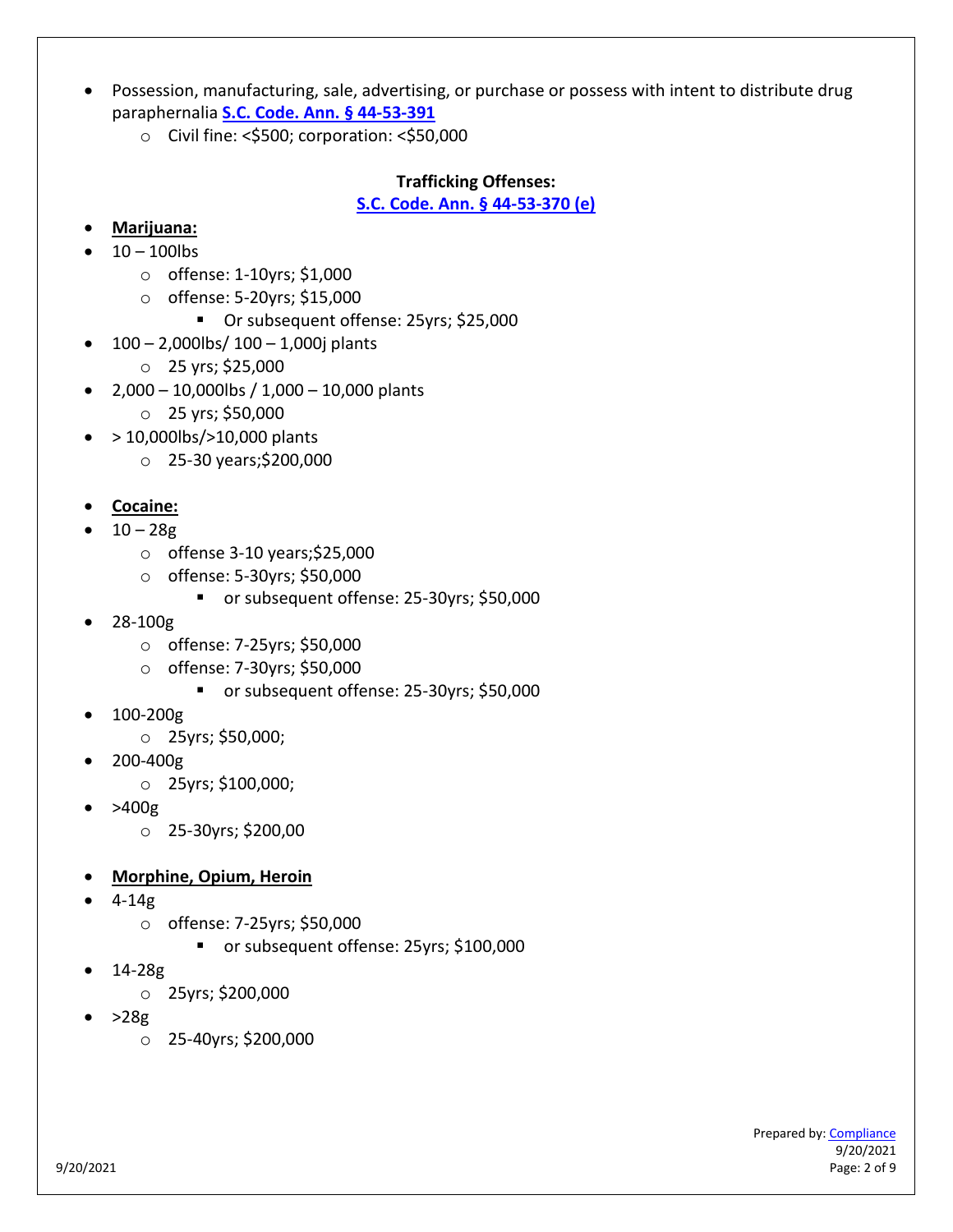- Possession, manufacturing, sale, advertising, or purchase or possess with intent to distribute drug paraphernalia **S.C. Code. Ann. § 44-53-391**
  - Civil fine: <$500; corporation: <$50,000

**Trafficking Offenses:**

**S.C. Code. Ann. § 44-53-370 (e)**

- **Marijuana:**
- 10 – 100lbs
  - offense: 1-10yrs; $1,000
  - offense: 5-20yrs; $15,000
    - Or subsequent offense: 25yrs; $25,000
- 100 – 2,000lbs/ 100 – 1,000j plants
  - 25 yrs; $25,000
- 2,000 – 10,000lbs / 1,000 – 10,000 plants
  - 25 yrs; $50,000
- > 10,000lbs/>10,000 plants
  - 25-30 years;$200,000

- **Cocaine:**
- 10 – 28g
  - offense 3-10 years;$25,000
  - offense: 5-30yrs; $50,000
    - or subsequent offense: 25-30yrs; $50,000
- 28-100g
  - offense: 7-25yrs; $50,000
  - offense: 7-30yrs; $50,000
    - or subsequent offense: 25-30yrs; $50,000
- 100-200g
  - 25yrs; $50,000;
- 200-400g
  - 25yrs; $100,000;
- >400g
  - 25-30yrs; $200,00

- **Morphine, Opium, Heroin**
- 4-14g
  - offense: 7-25yrs; $50,000
    - or subsequent offense: 25yrs; $100,000
- 14-28g
  - 25yrs; $200,000
- >28g
  - 25-40yrs; $200,000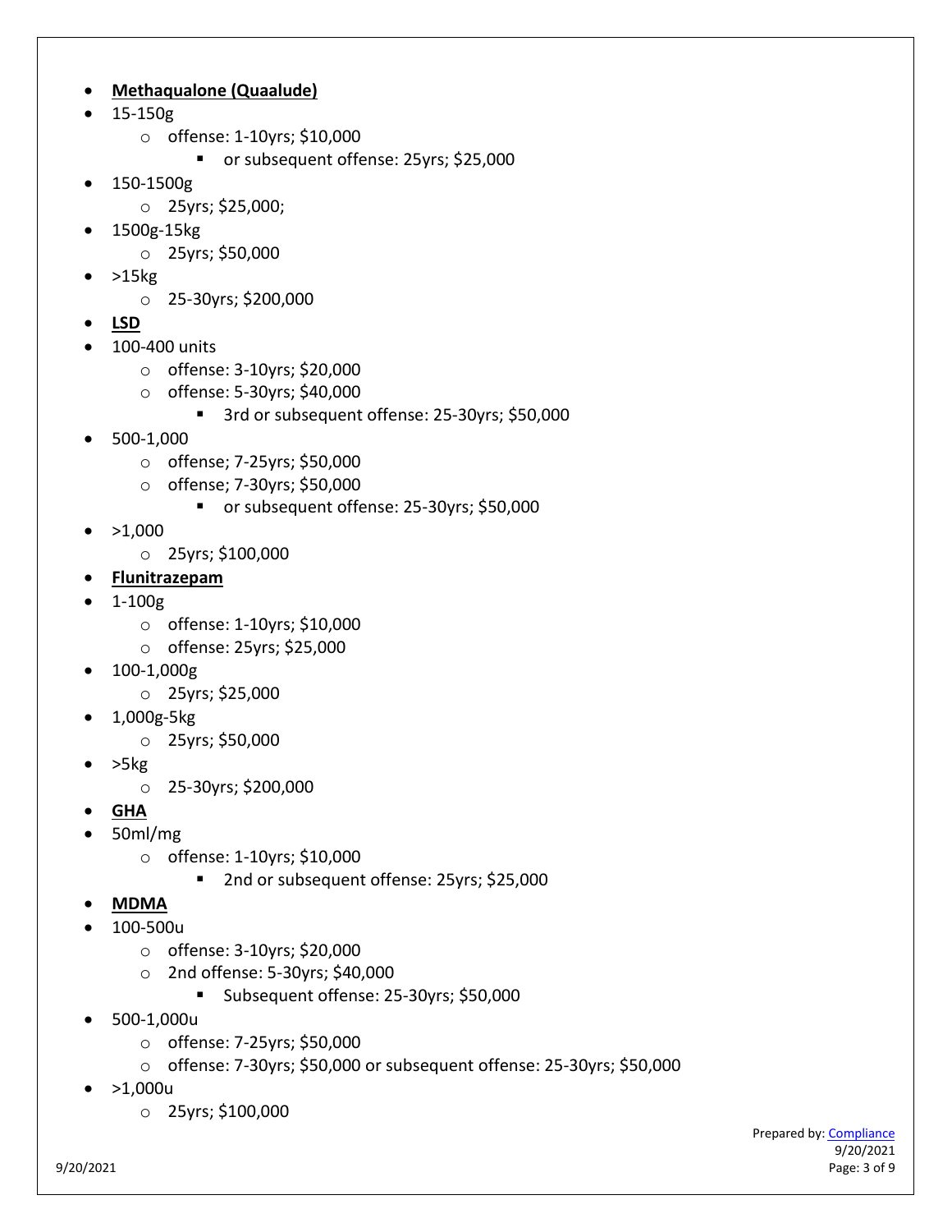- **Methaqualone (Quaalude)**
- 15-150g
    - offense: 1-10yrs; $10,000
        - or subsequent offense: 25yrs; $25,000
- 150-1500g
    - 25yrs; $25,000;
- 1500g-15kg
    - 25yrs; $50,000
- >15kg
    - 25-30yrs; $200,000
- **LSD**
- 100-400 units
    - offense: 3-10yrs; $20,000
    - offense: 5-30yrs; $40,000
        - 3rd or subsequent offense: 25-30yrs; $50,000
- 500-1,000
    - offense; 7-25yrs; $50,000
    - offense; 7-30yrs; $50,000
        - or subsequent offense: 25-30yrs; $50,000
- >1,000
    - 25yrs; $100,000
- **Flunitrazepam**
- 1-100g
    - offense: 1-10yrs; $10,000
    - offense: 25yrs; $25,000
- 100-1,000g
    - 25yrs; $25,000
- 1,000g-5kg
    - 25yrs; $50,000
- >5kg
    - 25-30yrs; $200,000
- **GHA**
- 50ml/mg
    - offense: 1-10yrs; $10,000
        - 2nd or subsequent offense: 25yrs; $25,000
- **MDMA**
- 100-500u
    - offense: 3-10yrs; $20,000
    - 2nd offense: 5-30yrs; $40,000
        - Subsequent offense: 25-30yrs; $50,000
- 500-1,000u
    - offense: 7-25yrs; $50,000
    - offense: 7-30yrs; $50,000 or subsequent offense: 25-30yrs; $50,000
- >1,000u
    - 25yrs; $100,000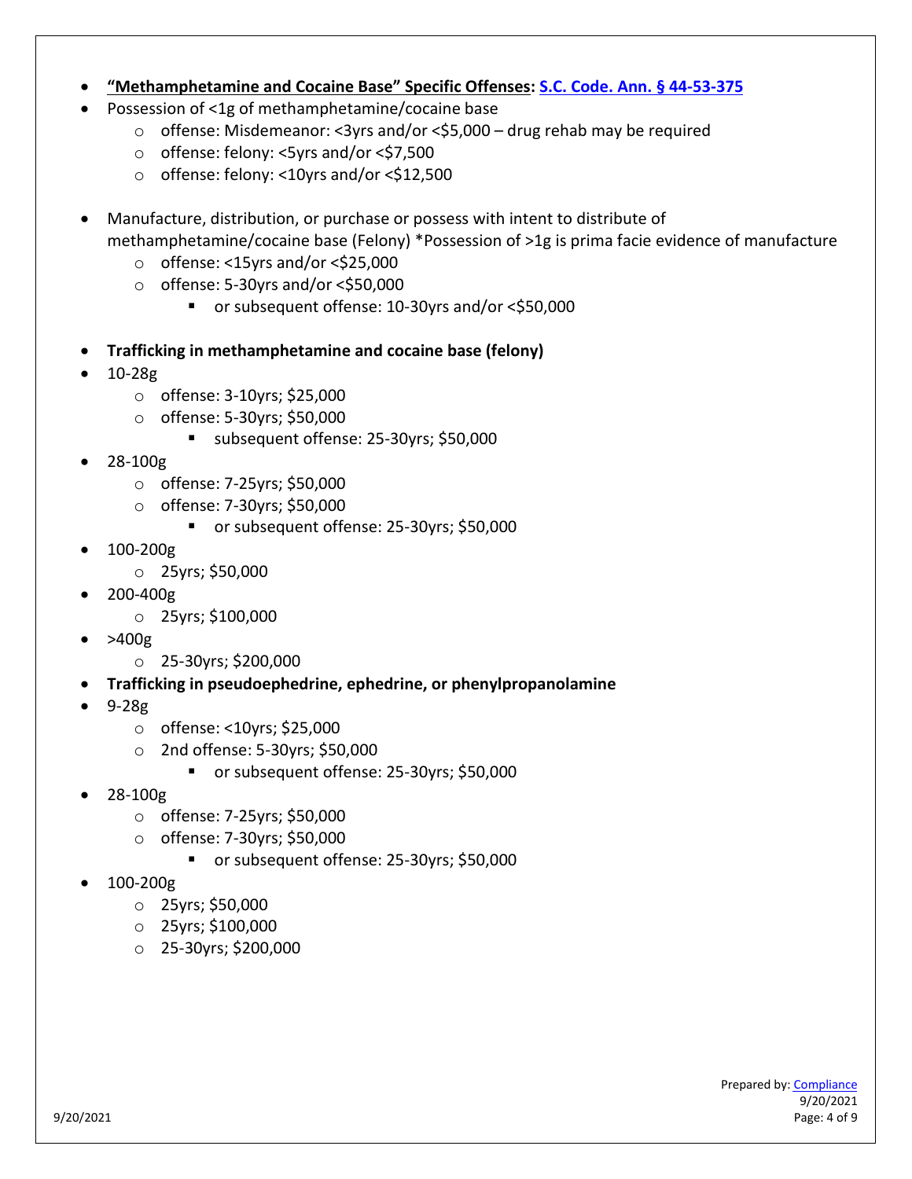- **"Methamphetamine and Cocaine Base" Specific Offenses: S.C. Code. Ann. § 44-53-375**
- Possession of <1g of methamphetamine/cocaine base
  - offense: Misdemeanor: <3yrs and/or <$5,000 – drug rehab may be required
  - offense: felony: <5yrs and/or <$7,500
  - offense: felony: <10yrs and/or <$12,500

- Manufacture, distribution, or purchase or possess with intent to distribute of methamphetamine/cocaine base (Felony) *Possession of >1g is prima facie evidence of manufacture
  - offense: <15yrs and/or <$25,000
  - offense: 5-30yrs and/or <$50,000
    - or subsequent offense: 10-30yrs and/or <$50,000

- **Trafficking in methamphetamine and cocaine base (felony)**
- 10-28g
  - offense: 3-10yrs; $25,000
  - offense: 5-30yrs; $50,000
    - subsequent offense: 25-30yrs; $50,000
- 28-100g
  - offense: 7-25yrs; $50,000
  - offense: 7-30yrs; $50,000
    - or subsequent offense: 25-30yrs; $50,000
- 100-200g
  - 25yrs; $50,000
- 200-400g
  - 25yrs; $100,000
- >400g
  - 25-30yrs; $200,000
- **Trafficking in pseudoephedrine, ephedrine, or phenylpropanolamine**
- 9-28g
  - offense: <10yrs; $25,000
  - 2nd offense: 5-30yrs; $50,000
    - or subsequent offense: 25-30yrs; $50,000
- 28-100g
  - offense: 7-25yrs; $50,000
  - offense: 7-30yrs; $50,000
    - or subsequent offense: 25-30yrs; $50,000
- 100-200g
  - 25yrs; $50,000
  - 25yrs; $100,000
  - 25-30yrs; $200,000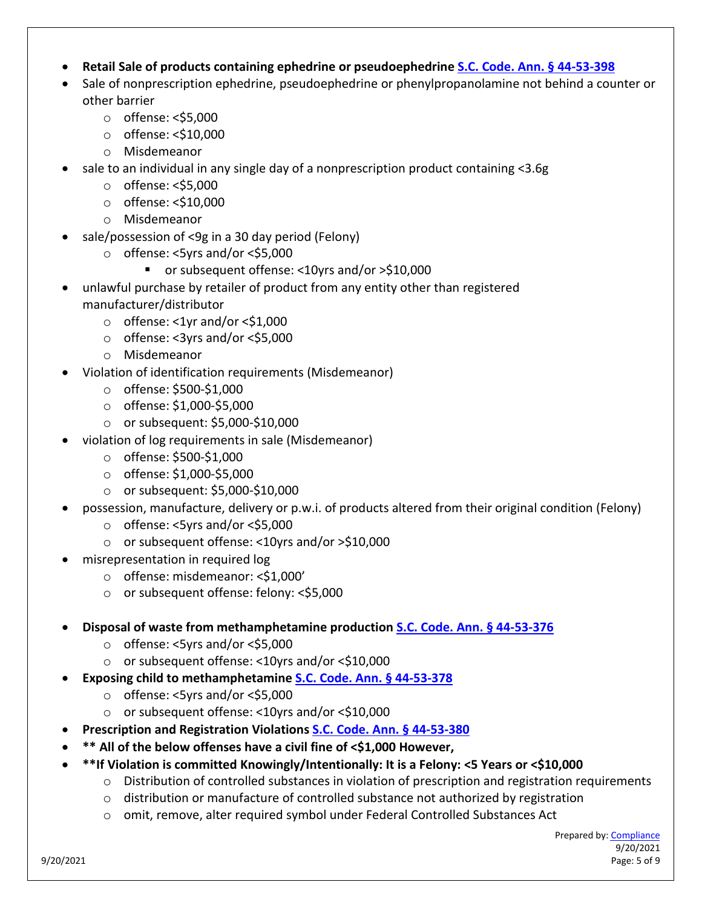- **Retail Sale of products containing ephedrine or pseudoephedrine [S.C. Code. Ann. § 44-53-398]**
- Sale of nonprescription ephedrine, pseudoephedrine or phenylpropanolamine not behind a counter or other barrier
  - offense: <$5,000
  - offense: <$10,000
  - Misdemeanor
- sale to an individual in any single day of a nonprescription product containing <3.6g
  - offense: <$5,000
  - offense: <$10,000
  - Misdemeanor
- sale/possession of <9g in a 30 day period (Felony)
  - offense: <5yrs and/or <$5,000
    - or subsequent offense: <10yrs and/or >$10,000
- unlawful purchase by retailer of product from any entity other than registered manufacturer/distributor
  - offense: <1yr and/or <$1,000
  - offense: <3yrs and/or <$5,000
  - Misdemeanor
- Violation of identification requirements (Misdemeanor)
  - offense: $500-$1,000
  - offense: $1,000-$5,000
  - or subsequent: $5,000-$10,000
- violation of log requirements in sale (Misdemeanor)
  - offense: $500-$1,000
  - offense: $1,000-$5,000
  - or subsequent: $5,000-$10,000
- possession, manufacture, delivery or p.w.i. of products altered from their original condition (Felony)
  - offense: <5yrs and/or <$5,000
  - or subsequent offense: <10yrs and/or >$10,000
- misrepresentation in required log
  - offense: misdemeanor: <$1,000'
  - or subsequent offense: felony: <$5,000

- **Disposal of waste from methamphetamine production [S.C. Code. Ann. § 44-53-376]**
  - offense: <5yrs and/or <$5,000
  - or subsequent offense: <10yrs and/or <$10,000
- **Exposing child to methamphetamine [S.C. Code. Ann. § 44-53-378]**
  - offense: <5yrs and/or <$5,000
  - or subsequent offense: <10yrs and/or <$10,000
- **Prescription and Registration Violations [S.C. Code. Ann. § 44-53-380]**
- **** All of the below offenses have a civil fine of <$1,000 However,**
- ****If Violation is committed Knowingly/Intentionally: It is a Felony: <5 Years or <$10,000**
  - Distribution of controlled substances in violation of prescription and registration requirements
  - distribution or manufacture of controlled substance not authorized by registration
  - omit, remove, alter required symbol under Federal Controlled Substances Act

Prepared by: Compliance
9/20/2021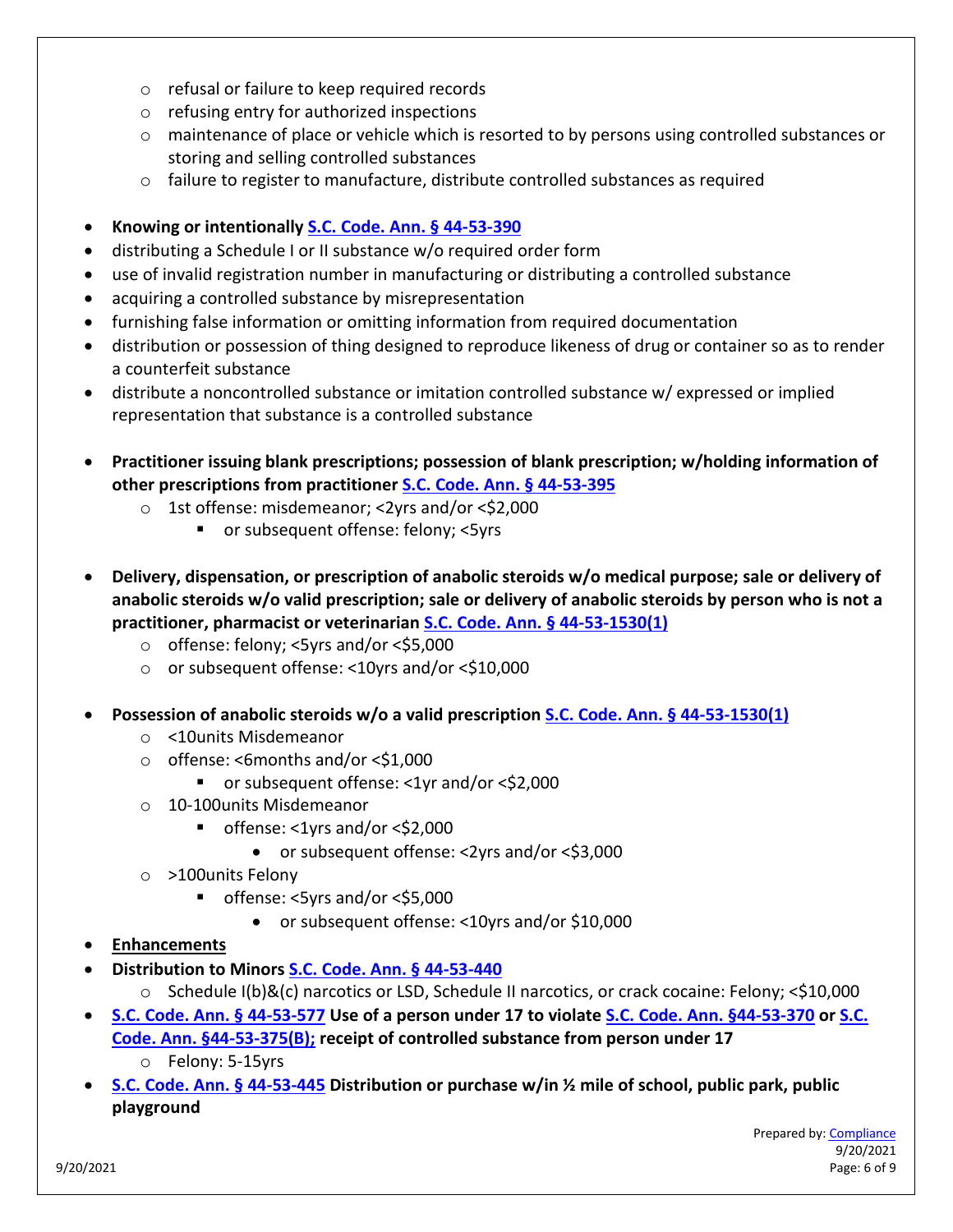- refusal or failure to keep required records
  - refusing entry for authorized inspections
  - maintenance of place or vehicle which is resorted to by persons using controlled substances or storing and selling controlled substances
  - failure to register to manufacture, distribute controlled substances as required

- **Knowing or intentionally [S.C. Code. Ann. § 44-53-390]**
- distributing a Schedule I or II substance w/o required order form
- use of invalid registration number in manufacturing or distributing a controlled substance
- acquiring a controlled substance by misrepresentation
- furnishing false information or omitting information from required documentation
- distribution or possession of thing designed to reproduce likeness of drug or container so as to render a counterfeit substance
- distribute a noncontrolled substance or imitation controlled substance w/ expressed or implied representation that substance is a controlled substance

- **Practitioner issuing blank prescriptions; possession of blank prescription; w/holding information of other prescriptions from practitioner [S.C. Code. Ann. § 44-53-395]**
  - 1st offense: misdemeanor; <2yrs and/or <$2,000
    - or subsequent offense: felony; <5yrs

- **Delivery, dispensation, or prescription of anabolic steroids w/o medical purpose; sale or delivery of anabolic steroids w/o valid prescription; sale or delivery of anabolic steroids by person who is not a practitioner, pharmacist or veterinarian [S.C. Code. Ann. § 44-53-1530(1)]**
  - offense: felony; <5yrs and/or <$5,000
  - or subsequent offense: <10yrs and/or <$10,000

- **Possession of anabolic steroids w/o a valid prescription [S.C. Code. Ann. § 44-53-1530(1)]**
  - <10units Misdemeanor
  - offense: <6months and/or <$1,000
    - or subsequent offense: <1yr and/or <$2,000
  - 10-100units Misdemeanor
    - offense: <1yrs and/or <$2,000
      - or subsequent offense: <2yrs and/or <$3,000
  - >100units Felony
    - offense: <5yrs and/or <$5,000
      - or subsequent offense: <10yrs and/or $10,000
- **Enhancements**
- **Distribution to Minors [S.C. Code. Ann. § 44-53-440]**
  - Schedule I(b)&(c) narcotics or LSD, Schedule II narcotics, or crack cocaine: Felony; <$10,000
- **[S.C. Code. Ann. § 44-53-577] Use of a person under 17 to violate [S.C. Code. Ann. §44-53-370] or [S.C. Code. Ann. §44-53-375(B);] receipt of controlled substance from person under 17**
  - Felony: 5-15yrs
- **[S.C. Code. Ann. § 44-53-445] Distribution or purchase w/in ½ mile of school, public park, public playground**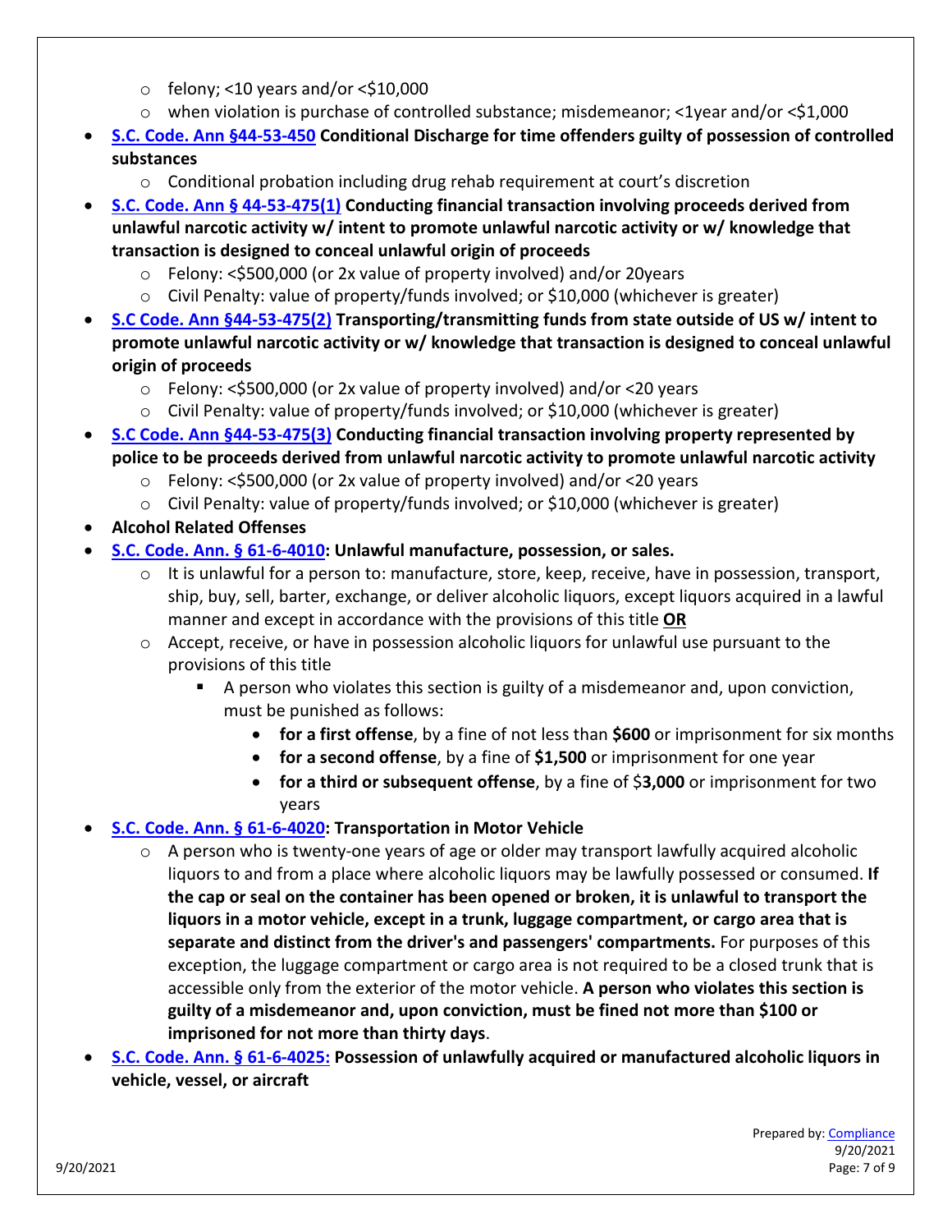- felony; <10 years and/or <$10,000
  - when violation is purchase of controlled substance; misdemeanor; <1year and/or <$1,000
- **S.C. Code. Ann §44-53-450 Conditional Discharge for time offenders guilty of possession of controlled substances**
  - Conditional probation including drug rehab requirement at court's discretion
- **S.C. Code. Ann § 44-53-475(1) Conducting financial transaction involving proceeds derived from unlawful narcotic activity w/ intent to promote unlawful narcotic activity or w/ knowledge that transaction is designed to conceal unlawful origin of proceeds**
  - Felony: <$500,000 (or 2x value of property involved) and/or 20years
  - Civil Penalty: value of property/funds involved; or $10,000 (whichever is greater)
- **S.C Code. Ann §44-53-475(2) Transporting/transmitting funds from state outside of US w/ intent to promote unlawful narcotic activity or w/ knowledge that transaction is designed to conceal unlawful origin of proceeds**
  - Felony: <$500,000 (or 2x value of property involved) and/or <20 years
  - Civil Penalty: value of property/funds involved; or $10,000 (whichever is greater)
- **S.C Code. Ann §44-53-475(3) Conducting financial transaction involving property represented by police to be proceeds derived from unlawful narcotic activity to promote unlawful narcotic activity**
  - Felony: <$500,000 (or 2x value of property involved) and/or <20 years
  - Civil Penalty: value of property/funds involved; or $10,000 (whichever is greater)
- **Alcohol Related Offenses**
- **S.C. Code. Ann. § 61-6-4010: Unlawful manufacture, possession, or sales.**
  - It is unlawful for a person to: manufacture, store, keep, receive, have in possession, transport, ship, buy, sell, barter, exchange, or deliver alcoholic liquors, except liquors acquired in a lawful manner and except in accordance with the provisions of this title **OR**
  - Accept, receive, or have in possession alcoholic liquors for unlawful use pursuant to the provisions of this title
    - A person who violates this section is guilty of a misdemeanor and, upon conviction, must be punished as follows:
      - **for a first offense**, by a fine of not less than **$600** or imprisonment for six months
      - **for a second offense**, by a fine of **$1,500** or imprisonment for one year
      - **for a third or subsequent offense**, by a fine of $**3,000** or imprisonment for two years
- **S.C. Code. Ann. § 61-6-4020: Transportation in Motor Vehicle**
  - A person who is twenty-one years of age or older may transport lawfully acquired alcoholic liquors to and from a place where alcoholic liquors may be lawfully possessed or consumed. **If the cap or seal on the container has been opened or broken, it is unlawful to transport the liquors in a motor vehicle, except in a trunk, luggage compartment, or cargo area that is separate and distinct from the driver's and passengers' compartments.** For purposes of this exception, the luggage compartment or cargo area is not required to be a closed trunk that is accessible only from the exterior of the motor vehicle. **A person who violates this section is guilty of a misdemeanor and, upon conviction, must be fined not more than $100 or imprisoned for not more than thirty days**.
- **S.C. Code. Ann. § 61-6-4025: Possession of unlawfully acquired or manufactured alcoholic liquors in vehicle, vessel, or aircraft**

Prepared by: Compliance
9/20/2021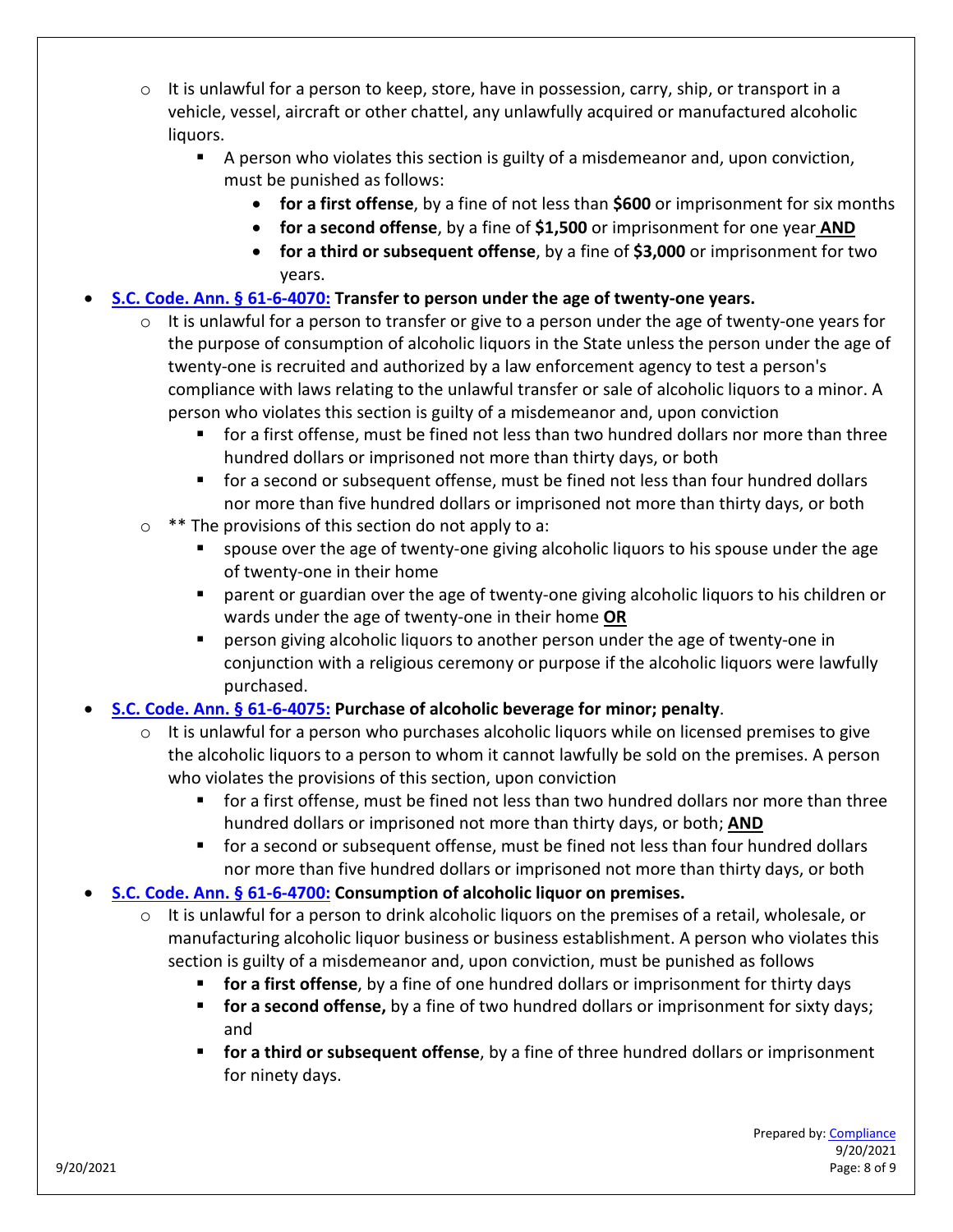- It is unlawful for a person to keep, store, have in possession, carry, ship, or transport in a vehicle, vessel, aircraft or other chattel, any unlawfully acquired or manufactured alcoholic liquors.
  - A person who violates this section is guilty of a misdemeanor and, upon conviction, must be punished as follows:
    - **for a first offense**, by a fine of not less than **$600** or imprisonment for six months
    - **for a second offense**, by a fine of **$1,500** or imprisonment for one year **AND**
    - **for a third or subsequent offense**, by a fine of **$3,000** or imprisonment for two years.

- **S.C. Code. Ann. § 61-6-4070: Transfer to person under the age of twenty-one years.**
  - It is unlawful for a person to transfer or give to a person under the age of twenty-one years for the purpose of consumption of alcoholic liquors in the State unless the person under the age of twenty-one is recruited and authorized by a law enforcement agency to test a person's compliance with laws relating to the unlawful transfer or sale of alcoholic liquors to a minor. A person who violates this section is guilty of a misdemeanor and, upon conviction
    - for a first offense, must be fined not less than two hundred dollars nor more than three hundred dollars or imprisoned not more than thirty days, or both
    - for a second or subsequent offense, must be fined not less than four hundred dollars nor more than five hundred dollars or imprisoned not more than thirty days, or both
  - ** The provisions of this section do not apply to a:
    - spouse over the age of twenty-one giving alcoholic liquors to his spouse under the age of twenty-one in their home
    - parent or guardian over the age of twenty-one giving alcoholic liquors to his children or wards under the age of twenty-one in their home **OR**
    - person giving alcoholic liquors to another person under the age of twenty-one in conjunction with a religious ceremony or purpose if the alcoholic liquors were lawfully purchased.

- **S.C. Code. Ann. § 61-6-4075: Purchase of alcoholic beverage for minor; penalty**.
  - It is unlawful for a person who purchases alcoholic liquors while on licensed premises to give the alcoholic liquors to a person to whom it cannot lawfully be sold on the premises. A person who violates the provisions of this section, upon conviction
    - for a first offense, must be fined not less than two hundred dollars nor more than three hundred dollars or imprisoned not more than thirty days, or both; **AND**
    - for a second or subsequent offense, must be fined not less than four hundred dollars nor more than five hundred dollars or imprisoned not more than thirty days, or both

- **S.C. Code. Ann. § 61-6-4700: Consumption of alcoholic liquor on premises.**
  - It is unlawful for a person to drink alcoholic liquors on the premises of a retail, wholesale, or manufacturing alcoholic liquor business or business establishment. A person who violates this section is guilty of a misdemeanor and, upon conviction, must be punished as follows
    - **for a first offense**, by a fine of one hundred dollars or imprisonment for thirty days
    - **for a second offense,** by a fine of two hundred dollars or imprisonment for sixty days; and
    - **for a third or subsequent offense**, by a fine of three hundred dollars or imprisonment for ninety days.